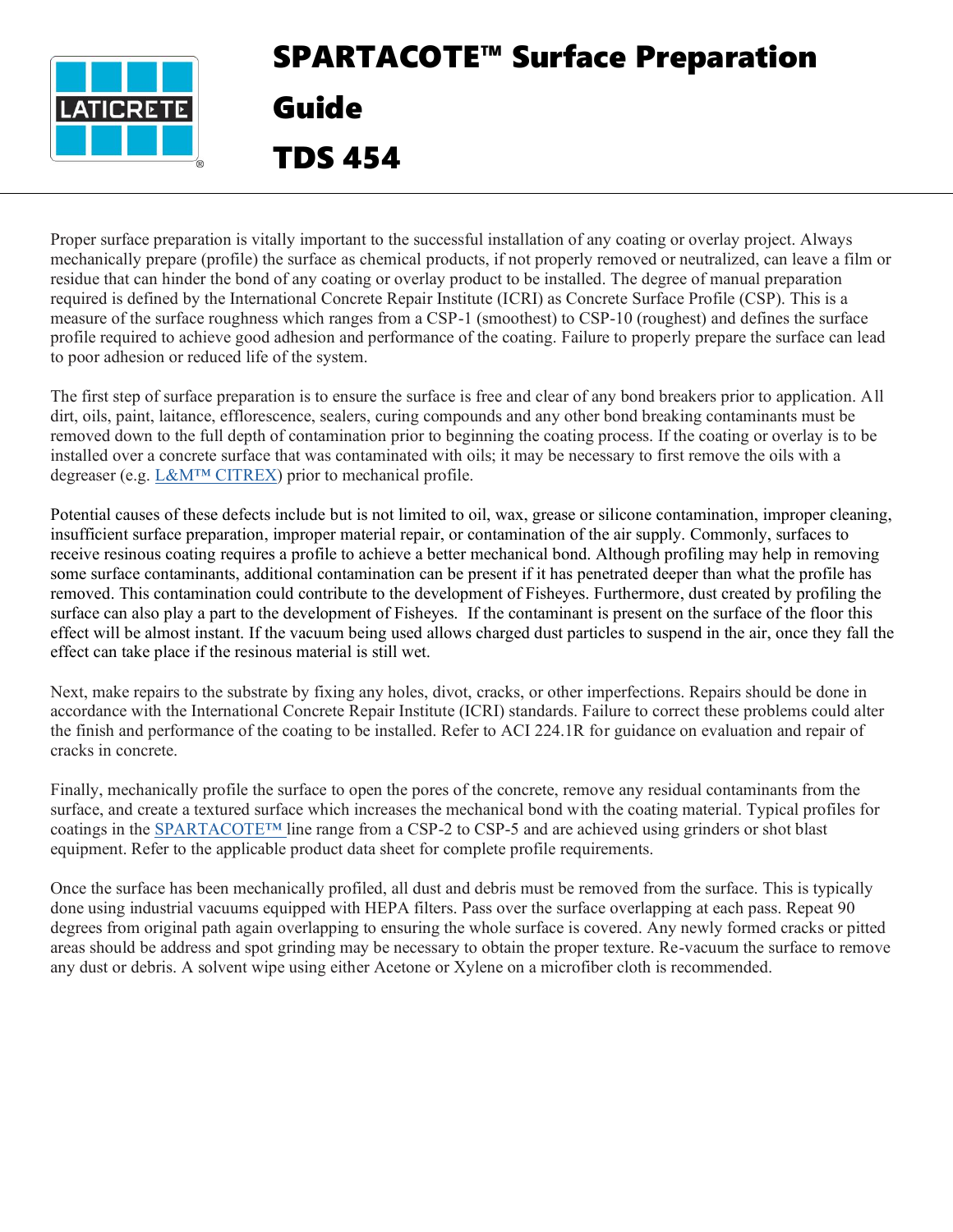# SPARTACOTE™ Surface Preparation Guide

# TDS 454

Proper surface preparation is vitally important to the successful installation of any coating or overlay project. Always mechanically prepare (profile) the surface as chemical products, if not properly removed or neutralized, can leave a film or residue that can hinder the bond of any coating or overlay product to be installed. The degree of manual preparation required is defined by the International Concrete Repair Institute (ICRI) as Concrete Surface Profile (CSP). This is a measure of the surface roughness which ranges from a CSP-1 (smoothest) to CSP-10 (roughest) and defines the surface profile required to achieve good adhesion and performance of the coating. Failure to properly prepare the surface can lead to poor adhesion or reduced life of the system.

The first step of surface preparation is to ensure the surface is free and clear of any bond breakers prior to application. All dirt, oils, paint, laitance, efflorescence, sealers, curing compounds and any other bond breaking contaminants must be removed down to the full depth of contamination prior to beginning the coating process. If the coating or overlay is to be installed over a concrete surface that was contaminated with oils; it may be necessary to first remove the oils with a degreaser (e.g. L&M™ CITREX) prior to mechanical profile.

Potential causes of these defects include but is not limited to oil, wax, grease or silicone contamination, improper cleaning, insufficient surface preparation, improper material repair, or contamination of the air supply. Commonly, surfaces to receive resinous coating requires a profile to achieve a better mechanical bond. Although profiling may help in removing some surface contaminants, additional contamination can be present if it has penetrated deeper than what the profile has removed. This contamination could contribute to the development of Fisheyes. Furthermore, dust created by profiling the surface can also play a part to the development of Fisheyes. If the contaminant is present on the surface of the floor this effect will be almost instant. If the vacuum being used allows charged dust particles to suspend in the air, once they fall the effect can take place if the resinous material is still wet.

Next, make repairs to the substrate by fixing any holes, divot, cracks, or other imperfections. Repairs should be done in accordance with the International Concrete Repair Institute (ICRI) standards. Failure to correct these problems could alter the finish and performance of the coating to be installed. Refer to ACI 224.1R for guidance on evaluation and repair of cracks in concrete.

Finally, mechanically profile the surface to open the pores of the concrete, remove any residual contaminants from the surface, and create a textured surface which increases the mechanical bond with the coating material. Typical profiles for coatings in the SPARTACOTE™ line range from a CSP-2 to CSP-5 and are achieved using grinders or shot blast equipment. Refer to the applicable product data sheet for complete profile requirements.

Once the surface has been mechanically profiled, all dust and debris must be removed from the surface. This is typically done using industrial vacuums equipped with HEPA filters. Pass over the surface overlapping at each pass. Repeat 90 degrees from original path again overlapping to ensuring the whole surface is covered. Any newly formed cracks or pitted areas should be address and spot grinding may be necessary to obtain the proper texture. Re-vacuum the surface to remove any dust or debris. A solvent wipe using either Acetone or Xylene on a microfiber cloth is recommended.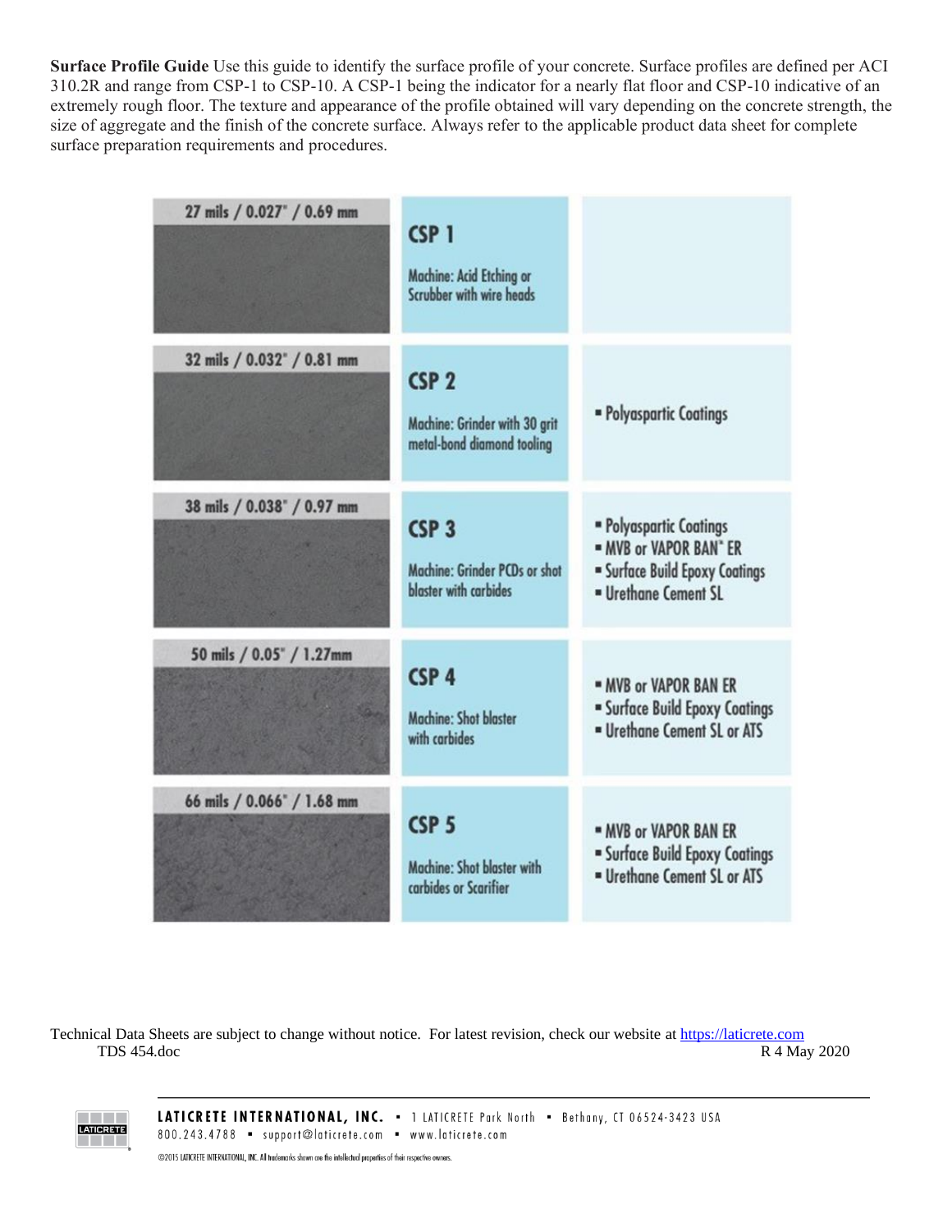**Surface Profile Guide** Use this guide to identify the surface profile of your concrete. Surface profiles are defined per ACI 310.2R and range from CSP-1 to CSP-10. A CSP-1 being the indicator for a nearly flat floor and CSP-10 indicative of an extremely rough floor. The texture and appearance of the profile obtained will vary depending on the concrete strength, the size of aggregate and the finish of the concrete surface. Always refer to the applicable product data sheet for complete surface preparation requirements and procedures.

| | | |
|---|---|---|
| 27 mils / 0.027" / 0.69 mm | **CSP 1**<br>Machine: Acid Etching or Scrubber with wire heads | |
| 32 mils / 0.032" / 0.81 mm | **CSP 2**<br>Machine: Grinder with 30 grit metal-bond diamond tooling | ▪ Polyaspartic Coatings |
| 38 mils / 0.038" / 0.97 mm | **CSP 3**<br>Machine: Grinder PCDs or shot blaster with carbides | ▪ Polyaspartic Coatings<br>▪ MVB or VAPOR BAN™ ER<br>▪ Surface Build Epoxy Coatings<br>▪ Urethane Cement SL |
| 50 mils / 0.05" / 1.27mm | **CSP 4**<br>Machine: Shot blaster with carbides | ▪ MVB or VAPOR BAN ER<br>▪ Surface Build Epoxy Coatings<br>▪ Urethane Cement SL or ATS |
| 66 mils / 0.066" / 1.68 mm | **CSP 5**<br>Machine: Shot blaster with carbides or Scarifier | ▪ MVB or VAPOR BAN ER<br>▪ Surface Build Epoxy Coatings<br>▪ Urethane Cement SL or ATS |

Technical Data Sheets are subject to change without notice. For latest revision, check our website at https://laticrete.com

TDS 454.doc R 4 May 2020

**LATICRETE INTERNATIONAL, INC.** ▪ 1 LATICRETE Park North ▪ Bethany, CT 06524-3423 USA
800.243.4788 ▪ support@laticrete.com ▪ www.laticrete.com

©2015 LATICRETE INTERNATIONAL, INC. All trademarks shown are the intellectual properties of their respective owners.